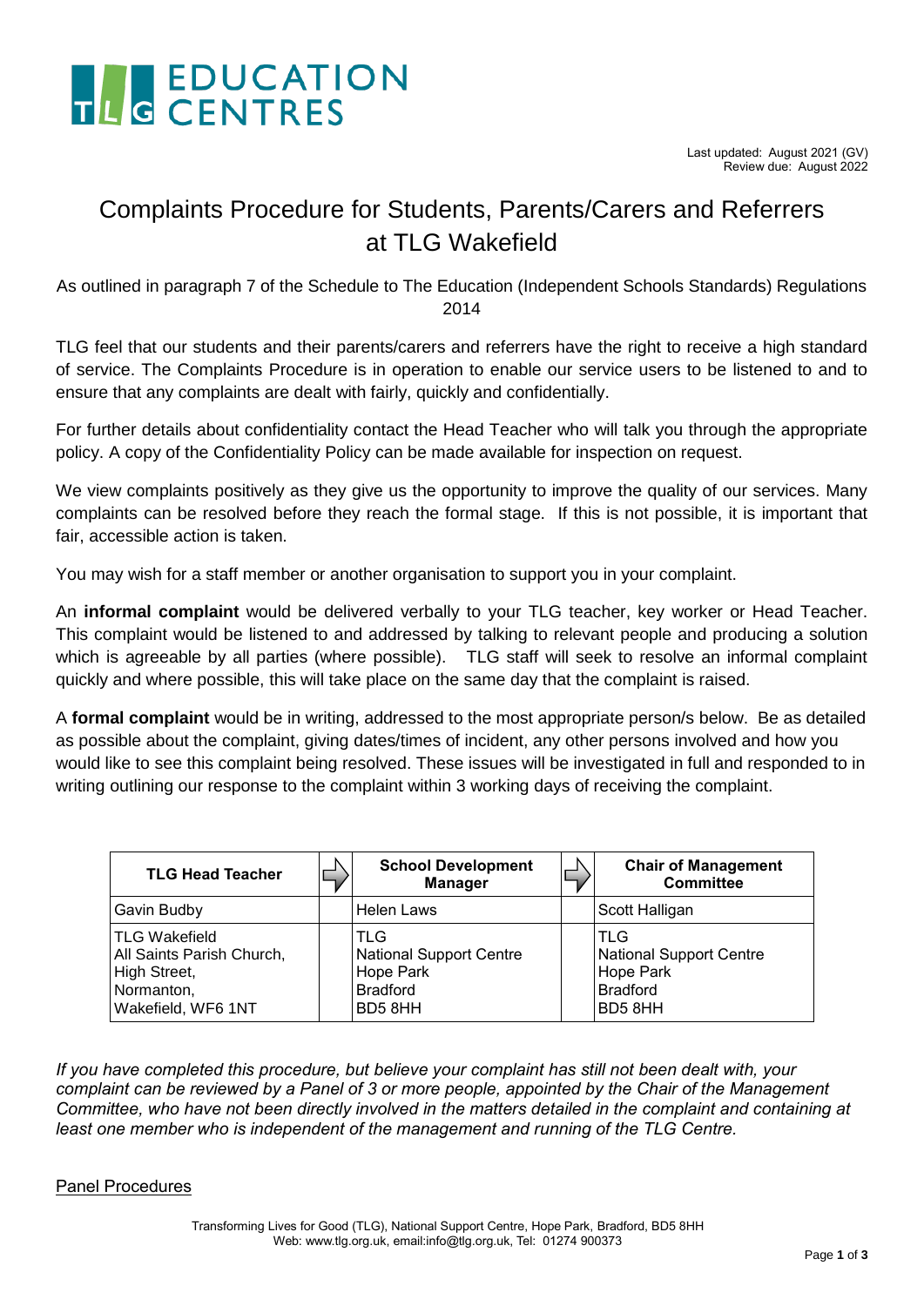EDUCATION CENTRES

Last updated: August 2021 (GV)
Review due: August 2022

# Complaints Procedure for Students, Parents/Carers and Referrers at TLG Wakefield

As outlined in paragraph 7 of the Schedule to The Education (Independent Schools Standards) Regulations 2014

TLG feel that our students and their parents/carers and referrers have the right to receive a high standard of service. The Complaints Procedure is in operation to enable our service users to be listened to and to ensure that any complaints are dealt with fairly, quickly and confidentially.

For further details about confidentiality contact the Head Teacher who will talk you through the appropriate policy. A copy of the Confidentiality Policy can be made available for inspection on request.

We view complaints positively as they give us the opportunity to improve the quality of our services. Many complaints can be resolved before they reach the formal stage. If this is not possible, it is important that fair, accessible action is taken.

You may wish for a staff member or another organisation to support you in your complaint.

An **informal complaint** would be delivered verbally to your TLG teacher, key worker or Head Teacher. This complaint would be listened to and addressed by talking to relevant people and producing a solution which is agreeable by all parties (where possible). TLG staff will seek to resolve an informal complaint quickly and where possible, this will take place on the same day that the complaint is raised.

A **formal complaint** would be in writing, addressed to the most appropriate person/s below. Be as detailed as possible about the complaint, giving dates/times of incident, any other persons involved and how you would like to see this complaint being resolved. These issues will be investigated in full and responded to in writing outlining our response to the complaint within 3 working days of receiving the complaint.

| TLG Head Teacher | → | School Development Manager | → | Chair of Management Committee |
|---|---|---|---|---|
| Gavin Budby | | Helen Laws | | Scott Halligan |
| TLG Wakefield<br>All Saints Parish Church,<br>High Street,<br>Normanton,<br>Wakefield, WF6 1NT | | TLG<br>National Support Centre<br>Hope Park<br>Bradford<br>BD5 8HH | | TLG<br>National Support Centre<br>Hope Park<br>Bradford<br>BD5 8HH |

*If you have completed this procedure, but believe your complaint has still not been dealt with, your complaint can be reviewed by a Panel of 3 or more people, appointed by the Chair of the Management Committee, who have not been directly involved in the matters detailed in the complaint and containing at least one member who is independent of the management and running of the TLG Centre.*

Panel Procedures

Transforming Lives for Good (TLG), National Support Centre, Hope Park, Bradford, BD5 8HH
Web: www.tlg.org.uk, email:info@tlg.org.uk, Tel: 01274 900373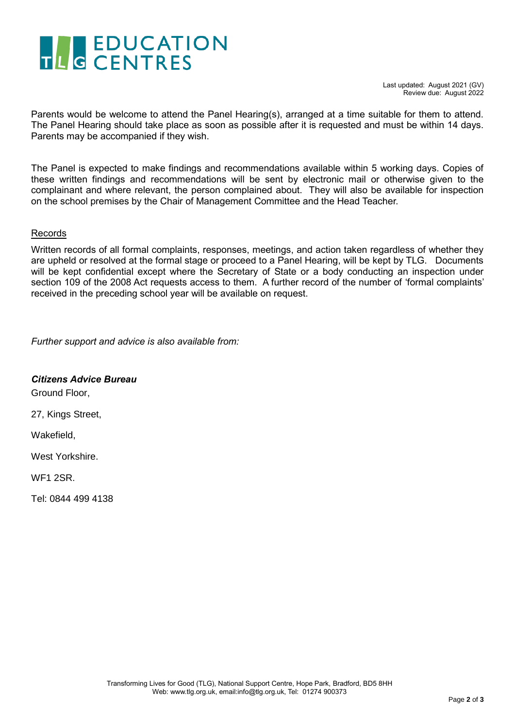Parents would be welcome to attend the Panel Hearing(s), arranged at a time suitable for them to attend. The Panel Hearing should take place as soon as possible after it is requested and must be within 14 days. Parents may be accompanied if they wish.

The Panel is expected to make findings and recommendations available within 5 working days. Copies of these written findings and recommendations will be sent by electronic mail or otherwise given to the complainant and where relevant, the person complained about. They will also be available for inspection on the school premises by the Chair of Management Committee and the Head Teacher.

Records

Written records of all formal complaints, responses, meetings, and action taken regardless of whether they are upheld or resolved at the formal stage or proceed to a Panel Hearing, will be kept by TLG. Documents will be kept confidential except where the Secretary of State or a body conducting an inspection under section 109 of the 2008 Act requests access to them. A further record of the number of 'formal complaints' received in the preceding school year will be available on request.

*Further support and advice is also available from:*

***Citizens Advice Bureau***

Ground Floor,

27, Kings Street,

Wakefield,

West Yorkshire.

WF1 2SR.

Tel: 0844 499 4138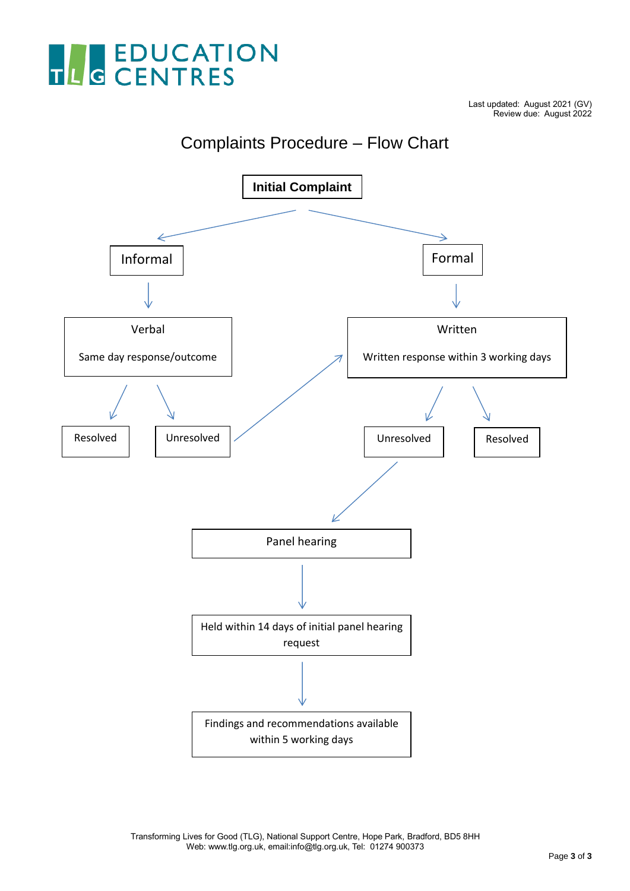EDUCATION CENTRES

Last updated: August 2021 (GV)
Review due: August 2022

# Complaints Procedure – Flow Chart

**Initial Complaint**

Informal

Formal

Verbal

Same day response/outcome

Written

Written response within 3 working days

Resolved

Unresolved

Unresolved

Resolved

Panel hearing

Held within 14 days of initial panel hearing request

Findings and recommendations available within 5 working days

Transforming Lives for Good (TLG), National Support Centre, Hope Park, Bradford, BD5 8HH
Web: www.tlg.org.uk, email:info@tlg.org.uk, Tel: 01274 900373